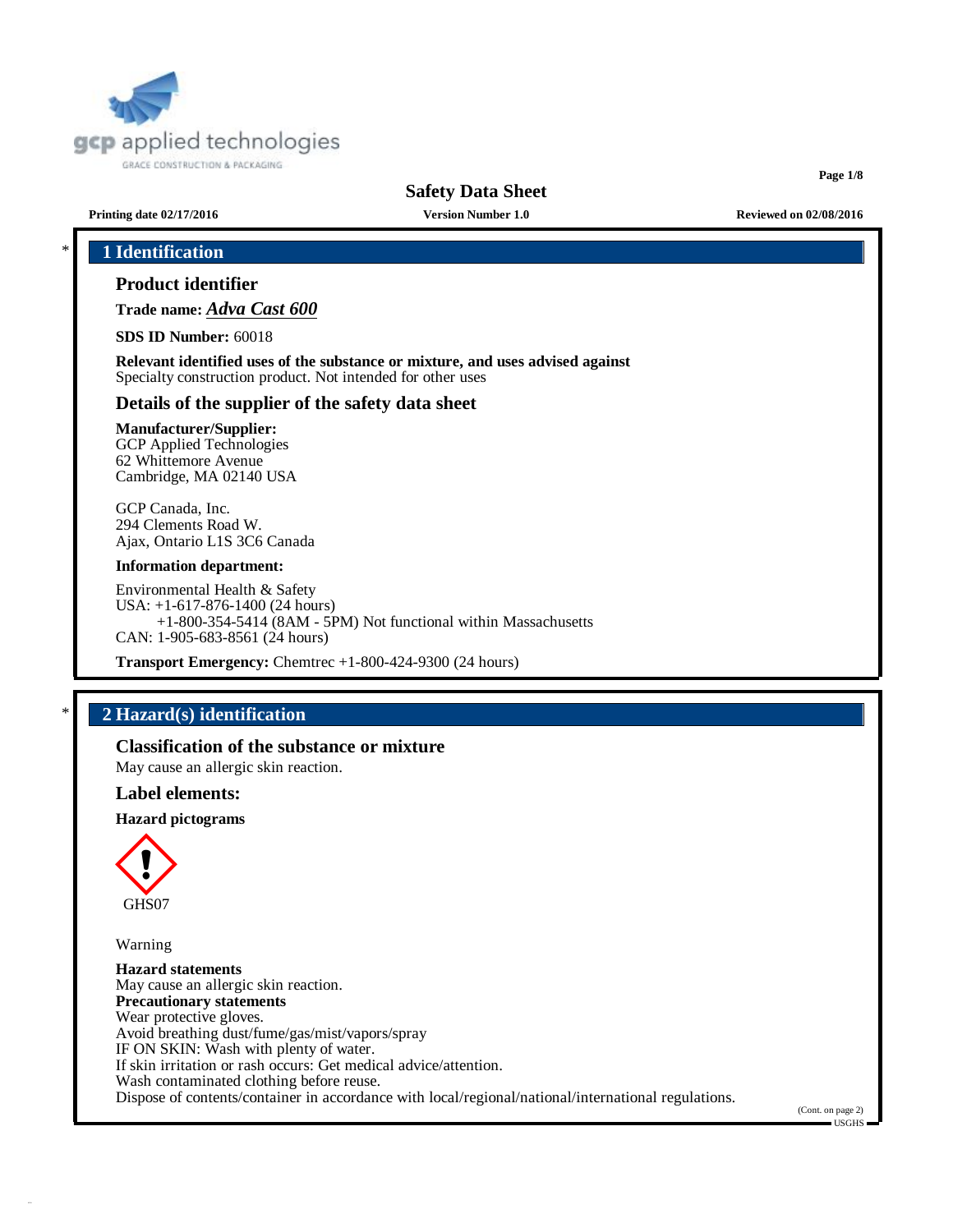# Safety Data Sheet

**Printing date 02/17/2016** **Version Number 1.0** **Reviewed on 02/08/2016**

## * 1 Identification

### Product identifier

**Trade name:** ***Adva Cast 600***

**SDS ID Number:** 60018

**Relevant identified uses of the substance or mixture, and uses advised against**
Specialty construction product. Not intended for other uses

### Details of the supplier of the safety data sheet

**Manufacturer/Supplier:**
GCP Applied Technologies
62 Whittemore Avenue
Cambridge, MA 02140 USA

GCP Canada, Inc.
294 Clements Road W.
Ajax, Ontario L1S 3C6 Canada

**Information department:**

Environmental Health & Safety
USA: +1-617-876-1400 (24 hours)
+1-800-354-5414 (8AM - 5PM) Not functional within Massachusetts
CAN: 1-905-683-8561 (24 hours)

**Transport Emergency:** Chemtrec +1-800-424-9300 (24 hours)

## * 2 Hazard(s) identification

### Classification of the substance or mixture

May cause an allergic skin reaction.

### Label elements:

**Hazard pictograms**

GHS07

Warning

**Hazard statements**
May cause an allergic skin reaction.
**Precautionary statements**
Wear protective gloves.
Avoid breathing dust/fume/gas/mist/vapors/spray
IF ON SKIN: Wash with plenty of water.
If skin irritation or rash occurs: Get medical advice/attention.
Wash contaminated clothing before reuse.
Dispose of contents/container in accordance with local/regional/national/international regulations.

(Cont. on page 2)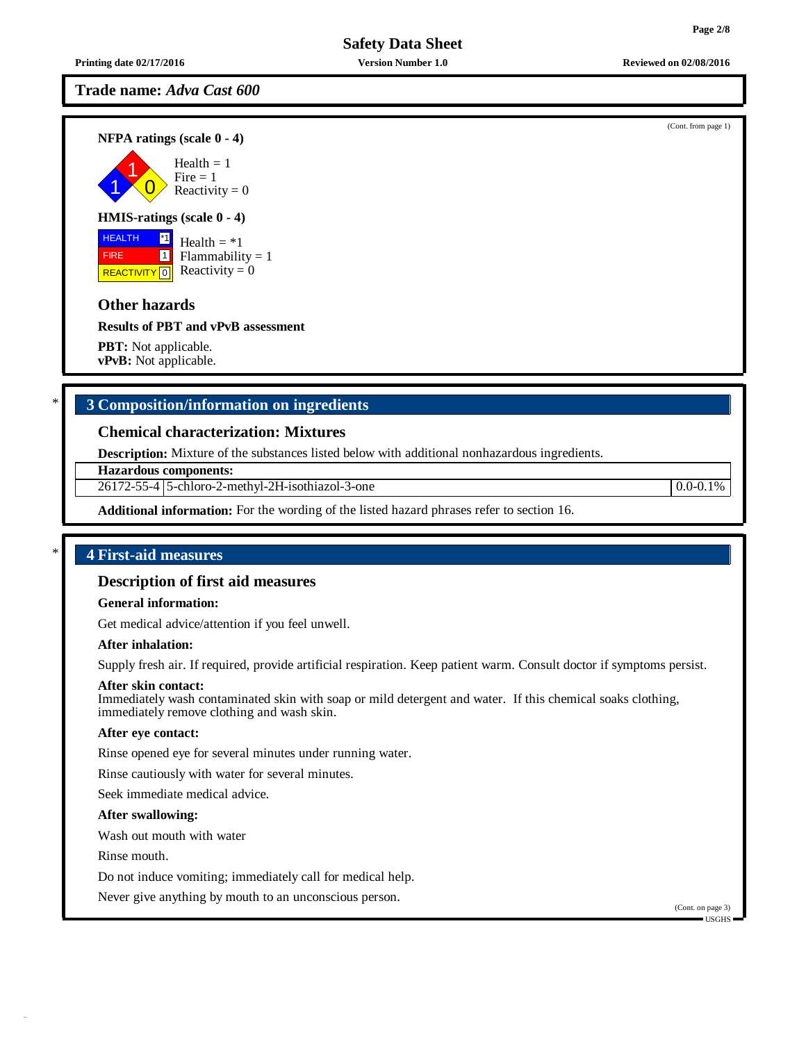**Trade name:** *Adva Cast 600*

(Cont. from page 1)

**NFPA ratings (scale 0 - 4)**

Health = 1
Fire = 1
Reactivity = 0

**HMIS-ratings (scale 0 - 4)**

| | |
|---|---|
| HEALTH | *1 |
| FIRE | 1 |
| REACTIVITY | 0 |

Health = *1
Flammability = 1
Reactivity = 0

### Other hazards

**Results of PBT and vPvB assessment**

**PBT:** Not applicable.
**vPvB:** Not applicable.

## * 3 Composition/information on ingredients

### Chemical characterization: Mixtures

**Description:** Mixture of the substances listed below with additional nonhazardous ingredients.

| Hazardous components: | | |
|---|---|---|
| 26172-55-4 | 5-chloro-2-methyl-2H-isothiazol-3-one | 0.0-0.1% |

**Additional information:** For the wording of the listed hazard phrases refer to section 16.

## * 4 First-aid measures

### Description of first aid measures

**General information:**

Get medical advice/attention if you feel unwell.

**After inhalation:**

Supply fresh air. If required, provide artificial respiration. Keep patient warm. Consult doctor if symptoms persist.

**After skin contact:**
Immediately wash contaminated skin with soap or mild detergent and water. If this chemical soaks clothing, immediately remove clothing and wash skin.

**After eye contact:**

Rinse opened eye for several minutes under running water.

Rinse cautiously with water for several minutes.

Seek immediate medical advice.

**After swallowing:**

Wash out mouth with water

Rinse mouth.

Do not induce vomiting; immediately call for medical help.

Never give anything by mouth to an unconscious person.

(Cont. on page 3)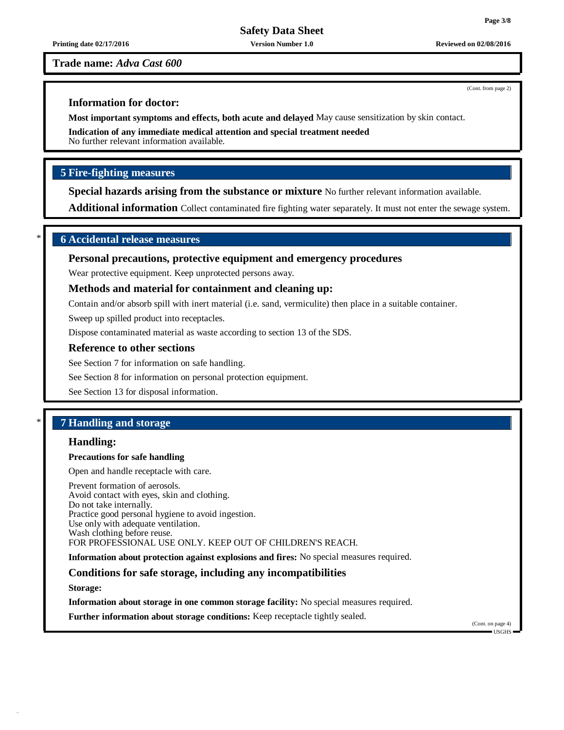**Trade name:** *Adva Cast 600*

(Cont. from page 2)

### Information for doctor:

**Most important symptoms and effects, both acute and delayed** May cause sensitization by skin contact.

**Indication of any immediate medical attention and special treatment needed**
No further relevant information available.

## 5 Fire-fighting measures

**Special hazards arising from the substance or mixture** No further relevant information available.

**Additional information** Collect contaminated fire fighting water separately. It must not enter the sewage system.

## * 6 Accidental release measures

### Personal precautions, protective equipment and emergency procedures

Wear protective equipment. Keep unprotected persons away.

### Methods and material for containment and cleaning up:

Contain and/or absorb spill with inert material (i.e. sand, vermiculite) then place in a suitable container.

Sweep up spilled product into receptacles.

Dispose contaminated material as waste according to section 13 of the SDS.

### Reference to other sections

See Section 7 for information on safe handling.

See Section 8 for information on personal protection equipment.

See Section 13 for disposal information.

## * 7 Handling and storage

### Handling:

**Precautions for safe handling**

Open and handle receptacle with care.

Prevent formation of aerosols.
Avoid contact with eyes, skin and clothing.
Do not take internally.
Practice good personal hygiene to avoid ingestion.
Use only with adequate ventilation.
Wash clothing before reuse.
FOR PROFESSIONAL USE ONLY. KEEP OUT OF CHILDREN'S REACH.

**Information about protection against explosions and fires:** No special measures required.

### Conditions for safe storage, including any incompatibilities

**Storage:**

**Information about storage in one common storage facility:** No special measures required.

**Further information about storage conditions:** Keep receptacle tightly sealed.

(Cont. on page 4)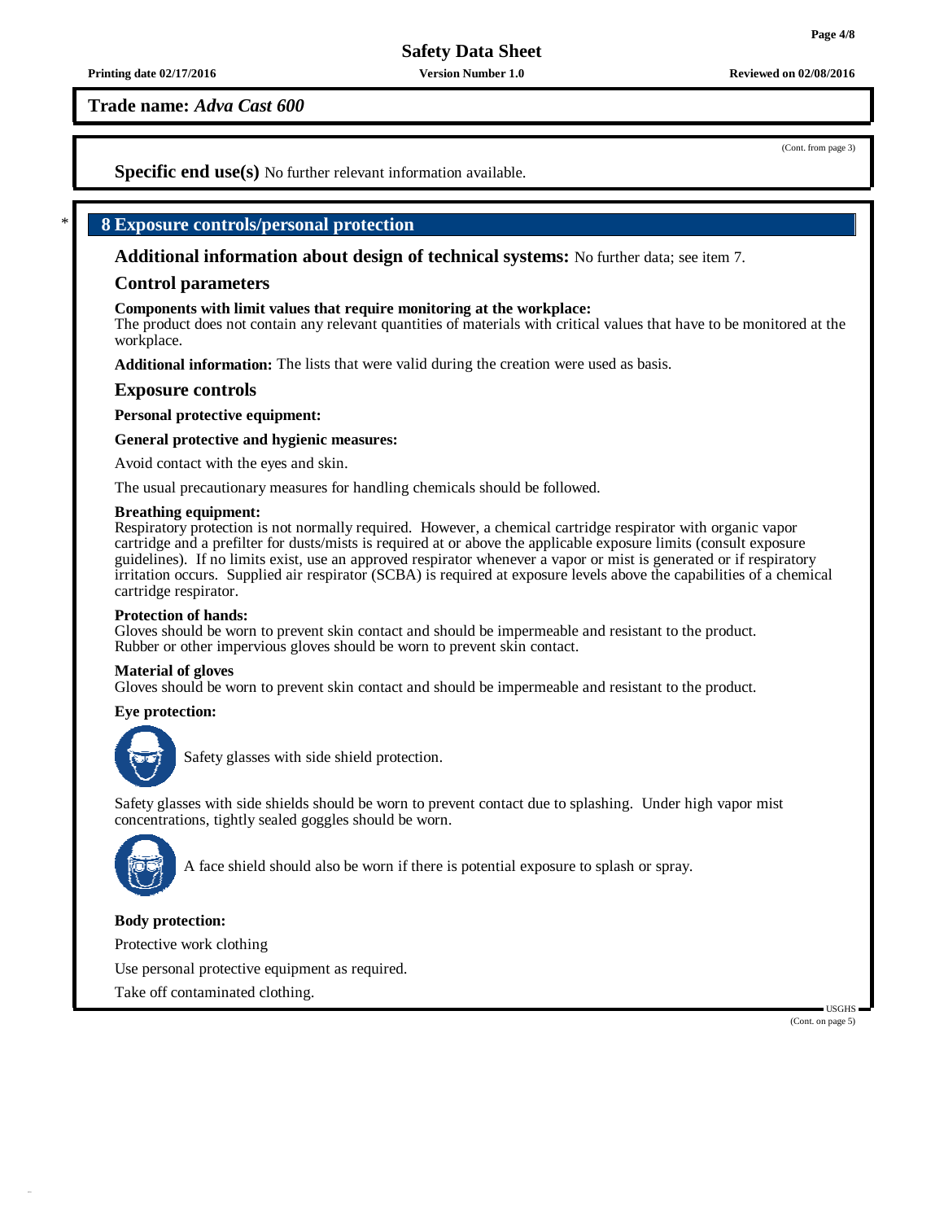**Trade name:** ***Adva Cast 600***

(Cont. from page 3)

**Specific end use(s)** No further relevant information available.

## 8 Exposure controls/personal protection

**Additional information about design of technical systems:** No further data; see item 7.

### Control parameters

**Components with limit values that require monitoring at the workplace:**
The product does not contain any relevant quantities of materials with critical values that have to be monitored at the workplace.

**Additional information:** The lists that were valid during the creation were used as basis.

### Exposure controls

**Personal protective equipment:**

**General protective and hygienic measures:**

Avoid contact with the eyes and skin.

The usual precautionary measures for handling chemicals should be followed.

**Breathing equipment:**
Respiratory protection is not normally required. However, a chemical cartridge respirator with organic vapor cartridge and a prefilter for dusts/mists is required at or above the applicable exposure limits (consult exposure guidelines). If no limits exist, use an approved respirator whenever a vapor or mist is generated or if respiratory irritation occurs. Supplied air respirator (SCBA) is required at exposure levels above the capabilities of a chemical cartridge respirator.

**Protection of hands:**
Gloves should be worn to prevent skin contact and should be impermeable and resistant to the product.
Rubber or other impervious gloves should be worn to prevent skin contact.

**Material of gloves**
Gloves should be worn to prevent skin contact and should be impermeable and resistant to the product.

**Eye protection:**

Safety glasses with side shield protection.

Safety glasses with side shields should be worn to prevent contact due to splashing. Under high vapor mist concentrations, tightly sealed goggles should be worn.

A face shield should also be worn if there is potential exposure to splash or spray.

**Body protection:**

Protective work clothing

Use personal protective equipment as required.

Take off contaminated clothing.

(Cont. on page 5)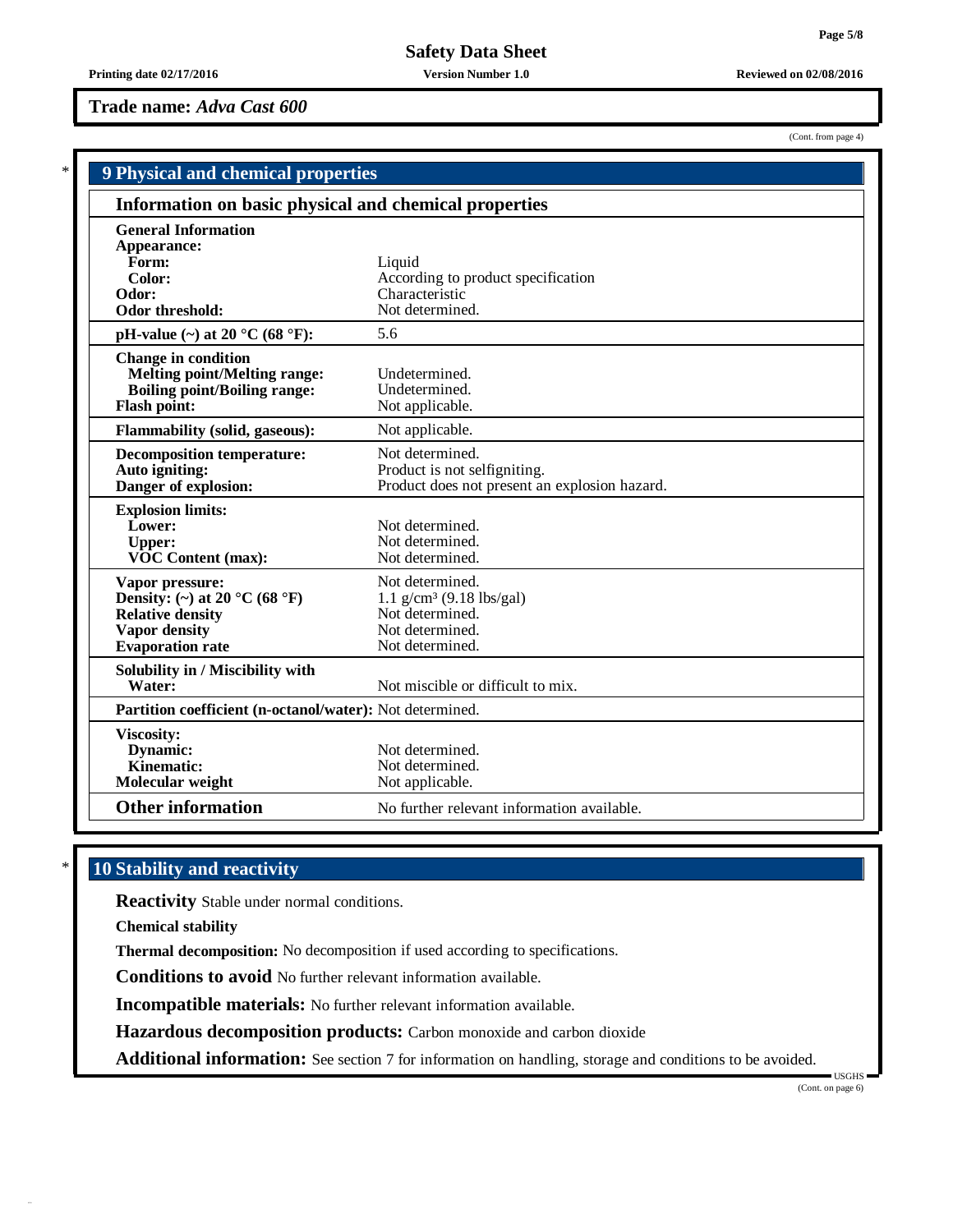**Trade name:** ***Adva Cast 600***

(Cont. from page 4)

## 9 Physical and chemical properties

### Information on basic physical and chemical properties

| Property | Value |
|---|---|
| **General Information** | |
| **Appearance:** | |
| **Form:** | Liquid |
| **Color:** | According to product specification |
| **Odor:** | Characteristic |
| **Odor threshold:** | Not determined. |
| **pH-value (~) at 20 °C (68 °F):** | 5.6 |
| **Change in condition** | |
| **Melting point/Melting range:** | Undetermined. |
| **Boiling point/Boiling range:** | Undetermined. |
| **Flash point:** | Not applicable. |
| **Flammability (solid, gaseous):** | Not applicable. |
| **Decomposition temperature:** | Not determined. |
| **Auto igniting:** | Product is not selfigniting. |
| **Danger of explosion:** | Product does not present an explosion hazard. |
| **Explosion limits:** | |
| **Lower:** | Not determined. |
| **Upper:** | Not determined. |
| **VOC Content (max):** | Not determined. |
| **Vapor pressure:** | Not determined. |
| **Density: (~) at 20 °C (68 °F)** | 1.1 $g/cm^3$ (9.18 lbs/gal) |
| **Relative density** | Not determined. |
| **Vapor density** | Not determined. |
| **Evaporation rate** | Not determined. |
| **Solubility in / Miscibility with** | |
| **Water:** | Not miscible or difficult to mix. |
| **Partition coefficient (n-octanol/water):** | Not determined. |
| **Viscosity:** | |
| **Dynamic:** | Not determined. |
| **Kinematic:** | Not determined. |
| **Molecular weight** | Not applicable. |
| **Other information** | No further relevant information available. |

## 10 Stability and reactivity

**Reactivity** Stable under normal conditions.

**Chemical stability**

**Thermal decomposition:** No decomposition if used according to specifications.

**Conditions to avoid** No further relevant information available.

**Incompatible materials:** No further relevant information available.

**Hazardous decomposition products:** Carbon monoxide and carbon dioxide

**Additional information:** See section 7 for information on handling, storage and conditions to be avoided.

(Cont. on page 6)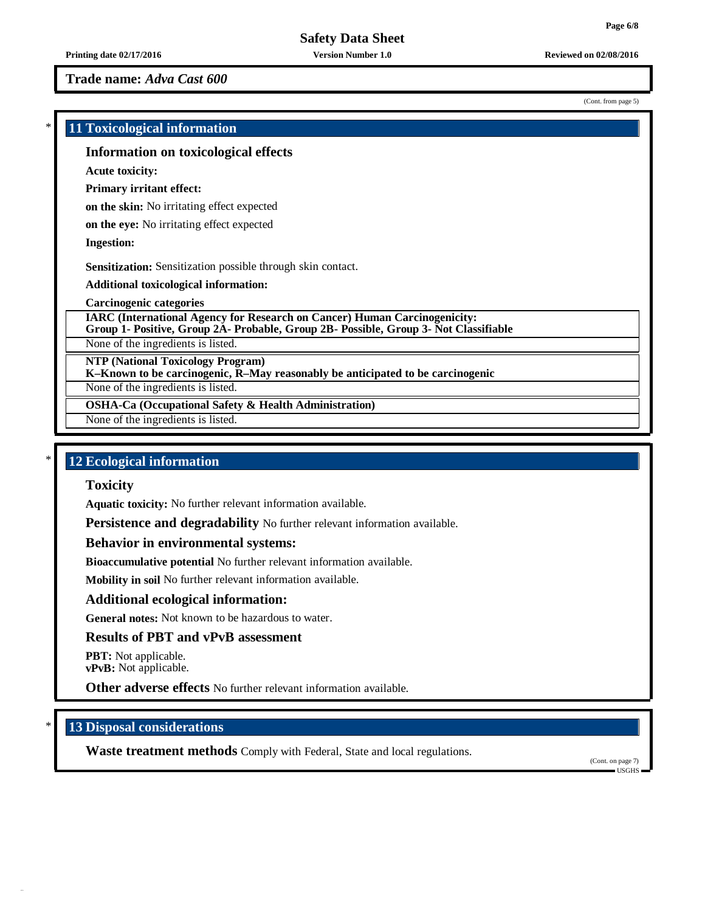**Trade name:** ***Adva Cast 600***

(Cont. from page 5)

## * 11 Toxicological information

### Information on toxicological effects

**Acute toxicity:**

**Primary irritant effect:**

**on the skin:** No irritating effect expected

**on the eye:** No irritating effect expected

**Ingestion:**

**Sensitization:** Sensitization possible through skin contact.

**Additional toxicological information:**

**Carcinogenic categories**

| **IARC (International Agency for Research on Cancer) Human Carcinogenicity: Group 1- Positive, Group 2A- Probable, Group 2B- Possible, Group 3- Not Classifiable** |
| --- |
| None of the ingredients is listed. |

| **NTP (National Toxicology Program) K–Known to be carcinogenic, R–May reasonably be anticipated to be carcinogenic** |
| --- |
| None of the ingredients is listed. |

| **OSHA-Ca (Occupational Safety & Health Administration)** |
| --- |
| None of the ingredients is listed. |

## * 12 Ecological information

### Toxicity

**Aquatic toxicity:** No further relevant information available.

**Persistence and degradability** No further relevant information available.

### Behavior in environmental systems:

**Bioaccumulative potential** No further relevant information available.

**Mobility in soil** No further relevant information available.

### Additional ecological information:

**General notes:** Not known to be hazardous to water.

### Results of PBT and vPvB assessment

**PBT:** Not applicable.
**vPvB:** Not applicable.

**Other adverse effects** No further relevant information available.

## * 13 Disposal considerations

**Waste treatment methods** Comply with Federal, State and local regulations.

(Cont. on page 7)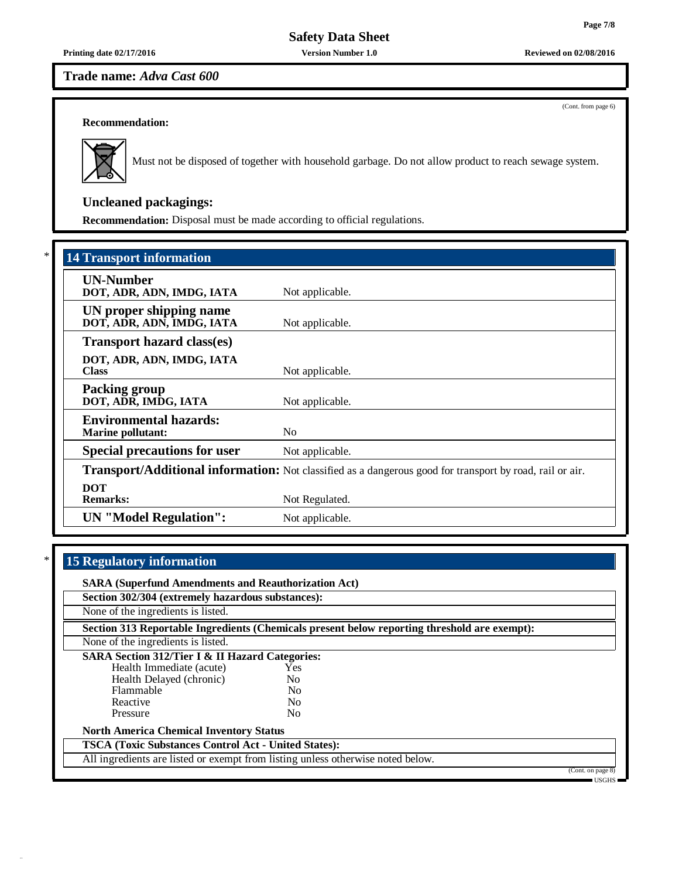**Trade name:** *Adva Cast 600*

(Cont. from page 6)

**Recommendation:**

Must not be disposed of together with household garbage. Do not allow product to reach sewage system.

### Uncleaned packagings:

**Recommendation:** Disposal must be made according to official regulations.

## 14 Transport information

| | |
|---|---|
| **UN-Number**<br>**DOT, ADR, ADN, IMDG, IATA** | Not applicable. |
| **UN proper shipping name**<br>**DOT, ADR, ADN, IMDG, IATA** | Not applicable. |
| **Transport hazard class(es)**<br>**DOT, ADR, ADN, IMDG, IATA**<br>**Class** | Not applicable. |
| **Packing group**<br>**DOT, ADR, IMDG, IATA** | Not applicable. |
| **Environmental hazards:**<br>**Marine pollutant:** | No |
| **Special precautions for user** | Not applicable. |
| **Transport/Additional information:** | Not classified as a dangerous good for transport by road, rail or air. |
| **DOT**<br>**Remarks:** | Not Regulated. |
| **UN "Model Regulation":** | Not applicable. |

## 15 Regulatory information

**SARA (Superfund Amendments and Reauthorization Act)**

**Section 302/304 (extremely hazardous substances):**

None of the ingredients is listed.

**Section 313 Reportable Ingredients (Chemicals present below reporting threshold are exempt):**

None of the ingredients is listed.

**SARA Section 312/Tier I & II Hazard Categories:**

| | |
|---|---|
| Health Immediate (acute) | Yes |
| Health Delayed (chronic) | No |
| Flammable | No |
| Reactive | No |
| Pressure | No |

**North America Chemical Inventory Status**

**TSCA (Toxic Substances Control Act - United States):**

All ingredients are listed or exempt from listing unless otherwise noted below.

(Cont. on page 8)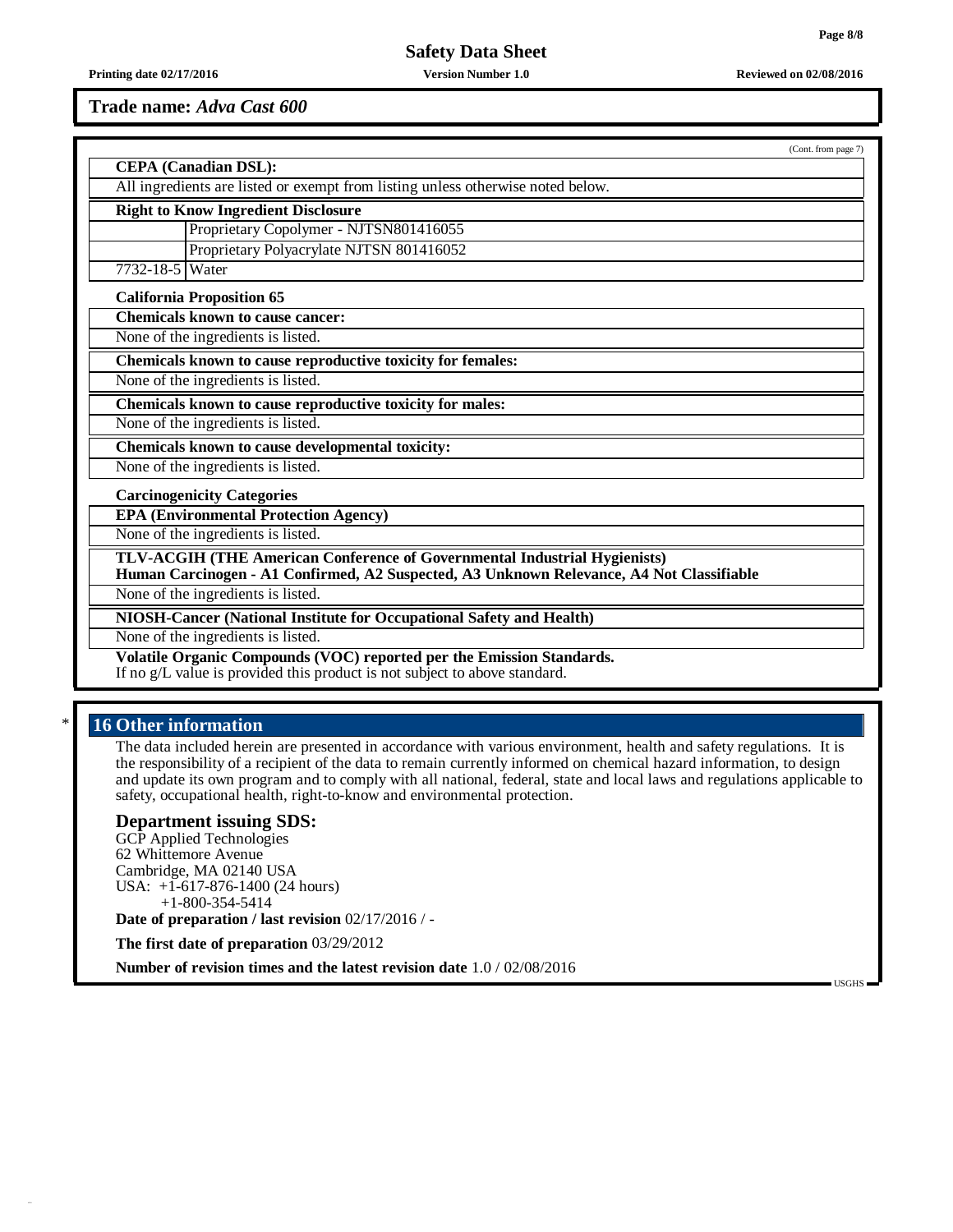**Trade name:** *Adva Cast 600*

(Cont. from page 7)

**CEPA (Canadian DSL):**

All ingredients are listed or exempt from listing unless otherwise noted below.

**Right to Know Ingredient Disclosure**

| | |
|---|---|
| | Proprietary Copolymer - NJTSN801416055 |
| | Proprietary Polyacrylate NJTSN 801416052 |
| 7732-18-5 | Water |

**California Proposition 65**

**Chemicals known to cause cancer:**

None of the ingredients is listed.

**Chemicals known to cause reproductive toxicity for females:**

None of the ingredients is listed.

**Chemicals known to cause reproductive toxicity for males:**

None of the ingredients is listed.

**Chemicals known to cause developmental toxicity:**

None of the ingredients is listed.

**Carcinogenicity Categories**

**EPA (Environmental Protection Agency)**

None of the ingredients is listed.

**TLV-ACGIH (THE American Conference of Governmental Industrial Hygienists)**
**Human Carcinogen - A1 Confirmed, A2 Suspected, A3 Unknown Relevance, A4 Not Classifiable**

None of the ingredients is listed.

**NIOSH-Cancer (National Institute for Occupational Safety and Health)**

None of the ingredients is listed.

**Volatile Organic Compounds (VOC) reported per the Emission Standards.**
If no g/L value is provided this product is not subject to above standard.

## 16 Other information

The data included herein are presented in accordance with various environment, health and safety regulations. It is the responsibility of a recipient of the data to remain currently informed on chemical hazard information, to design and update its own program and to comply with all national, federal, state and local laws and regulations applicable to safety, occupational health, right-to-know and environmental protection.

### Department issuing SDS:

GCP Applied Technologies
62 Whittemore Avenue
Cambridge, MA 02140 USA
USA: +1-617-876-1400 (24 hours)
+1-800-354-5414

**Date of preparation / last revision** 02/17/2016 / -

**The first date of preparation** 03/29/2012

**Number of revision times and the latest revision date** 1.0 / 02/08/2016